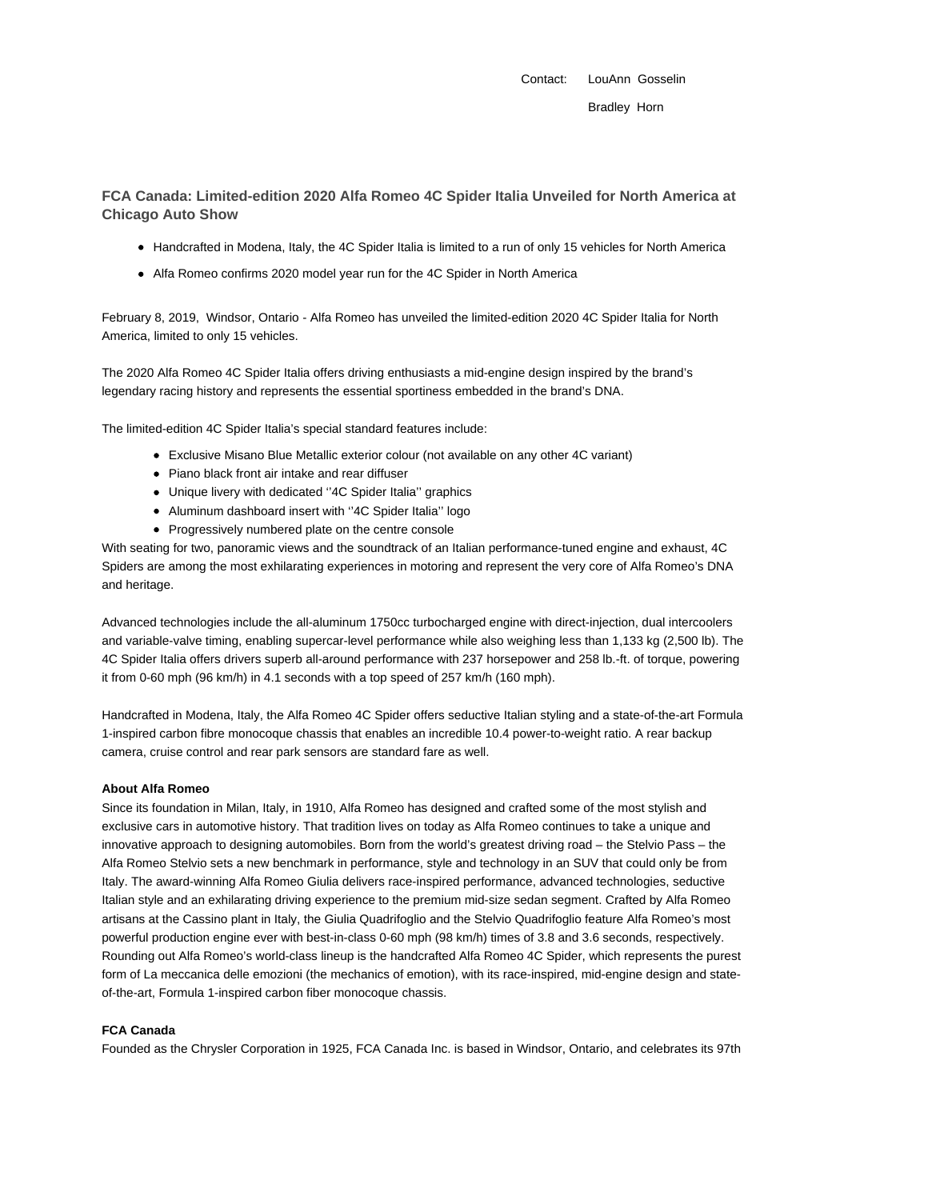Contact: LouAnn Gosselin

Bradley Horn

## FCA Canada: Limited-edition 2020 Alfa Romeo 4C Spider Italia Unveiled for North America at Chicago Auto Show

- Handcrafted in Modena, Italy, the 4C Spider Italia is limited to a run of only 15 vehicles for North America
- Alfa Romeo confirms 2020 model year run for the 4C Spider in North America

February 8, 2019, Windsor, Ontario - Alfa Romeo has unveiled the limited-edition 2020 4C Spider Italia for North America, limited to only 15 vehicles.

The 2020 Alfa Romeo 4C Spider Italia offers driving enthusiasts a mid-engine design inspired by the brand's legendary racing history and represents the essential sportiness embedded in the brand's DNA.

The limited-edition 4C Spider Italia's special standard features include:

- Exclusive Misano Blue Metallic exterior colour (not available on any other 4C variant)
- Piano black front air intake and rear diffuser
- Unique livery with dedicated ''4C Spider Italia'' graphics
- Aluminum dashboard insert with ''4C Spider Italia'' logo
- Progressively numbered plate on the centre console

With seating for two, panoramic views and the soundtrack of an Italian performance-tuned engine and exhaust, 4C Spiders are among the most exhilarating experiences in motoring and represent the very core of Alfa Romeo's DNA and heritage.

Advanced technologies include the all-aluminum 1750cc turbocharged engine with direct-injection, dual intercoolers and variable-valve timing, enabling supercar-level performance while also weighing less than 1,133 kg (2,500 lb). The 4C Spider Italia offers drivers superb all-around performance with 237 horsepower and 258 lb.-ft. of torque, powering it from 0-60 mph (96 km/h) in 4.1 seconds with a top speed of 257 km/h (160 mph).

Handcrafted in Modena, Italy, the Alfa Romeo 4C Spider offers seductive Italian styling and a state-of-the-art Formula 1-inspired carbon fibre monocoque chassis that enables an incredible 10.4 power-to-weight ratio. A rear backup camera, cruise control and rear park sensors are standard fare as well.

**About Alfa Romeo**

Since its foundation in Milan, Italy, in 1910, Alfa Romeo has designed and crafted some of the most stylish and exclusive cars in automotive history. That tradition lives on today as Alfa Romeo continues to take a unique and innovative approach to designing automobiles. Born from the world's greatest driving road – the Stelvio Pass – the Alfa Romeo Stelvio sets a new benchmark in performance, style and technology in an SUV that could only be from Italy. The award-winning Alfa Romeo Giulia delivers race-inspired performance, advanced technologies, seductive Italian style and an exhilarating driving experience to the premium mid-size sedan segment. Crafted by Alfa Romeo artisans at the Cassino plant in Italy, the Giulia Quadrifoglio and the Stelvio Quadrifoglio feature Alfa Romeo's most powerful production engine ever with best-in-class 0-60 mph (98 km/h) times of 3.8 and 3.6 seconds, respectively. Rounding out Alfa Romeo's world-class lineup is the handcrafted Alfa Romeo 4C Spider, which represents the purest form of La meccanica delle emozioni (the mechanics of emotion), with its race-inspired, mid-engine design and state-of-the-art, Formula 1-inspired carbon fiber monocoque chassis.

**FCA Canada**

Founded as the Chrysler Corporation in 1925, FCA Canada Inc. is based in Windsor, Ontario, and celebrates its 97th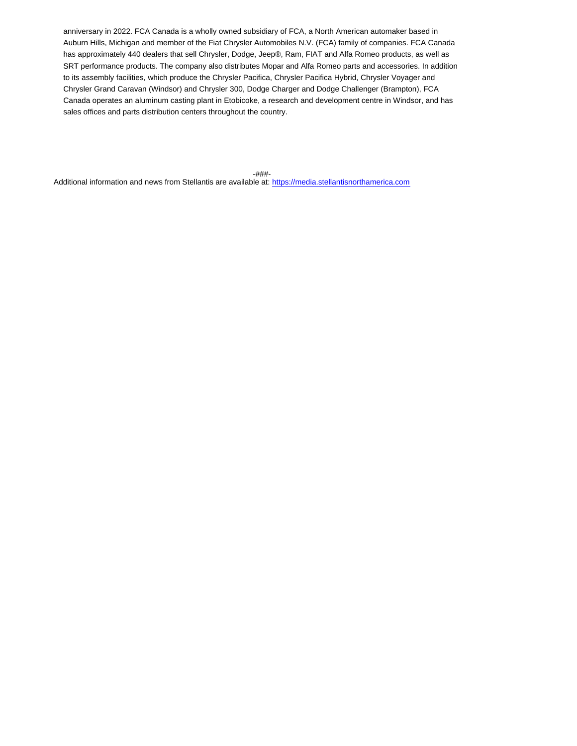anniversary in 2022. FCA Canada is a wholly owned subsidiary of FCA, a North American automaker based in Auburn Hills, Michigan and member of the Fiat Chrysler Automobiles N.V. (FCA) family of companies. FCA Canada has approximately 440 dealers that sell Chrysler, Dodge, Jeep®, Ram, FIAT and Alfa Romeo products, as well as SRT performance products. The company also distributes Mopar and Alfa Romeo parts and accessories. In addition to its assembly facilities, which produce the Chrysler Pacifica, Chrysler Pacifica Hybrid, Chrysler Voyager and Chrysler Grand Caravan (Windsor) and Chrysler 300, Dodge Charger and Dodge Challenger (Brampton), FCA Canada operates an aluminum casting plant in Etobicoke, a research and development centre in Windsor, and has sales offices and parts distribution centers throughout the country.

-###-

Additional information and news from Stellantis are available at: https://media.stellantisnorthamerica.com